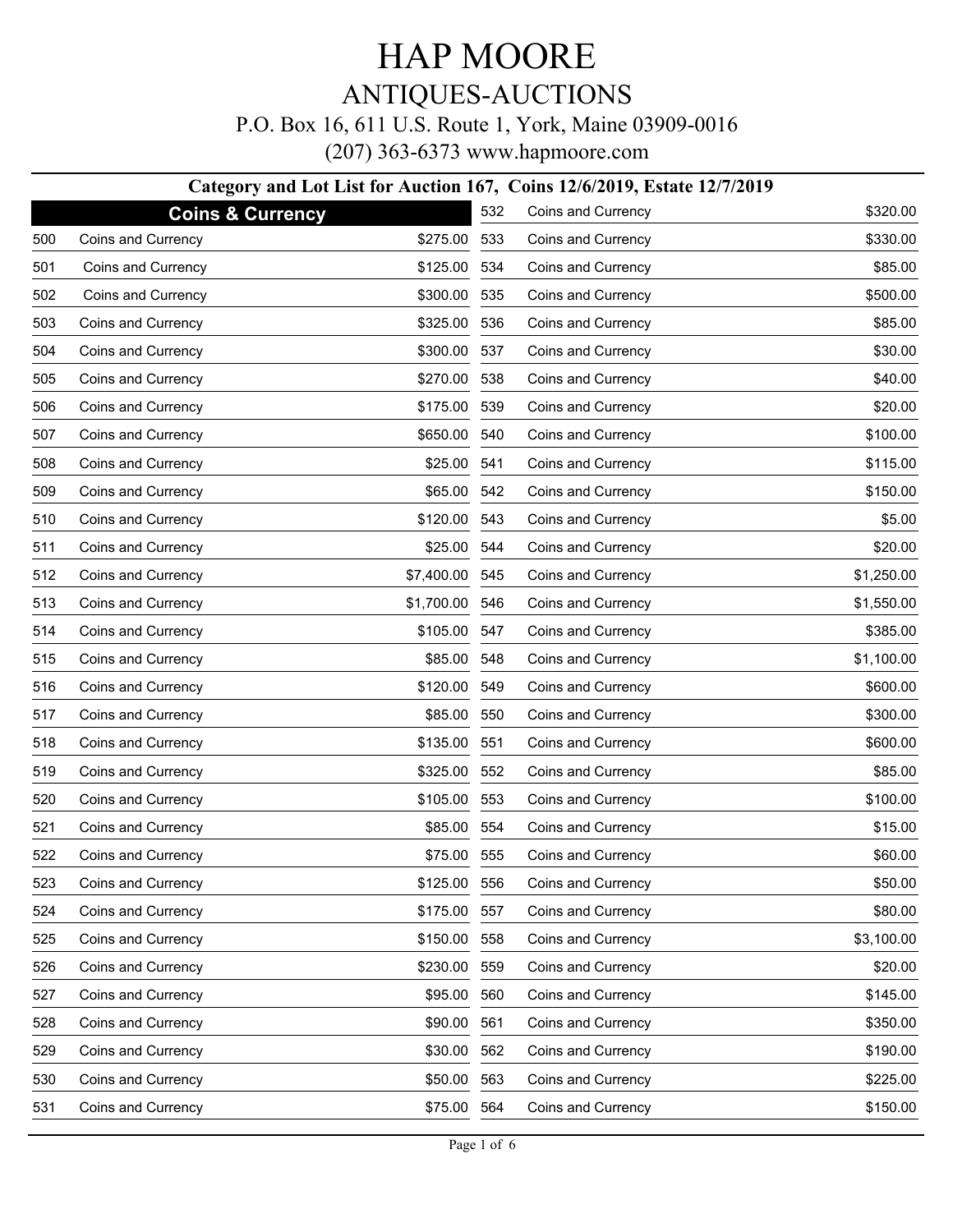# HAP MOORE

## ANTIQUES-AUCTIONS

P.O. Box 16, 611 U.S. Route 1, York, Maine 03909-0016

(207) 363-6373 www.hapmoore.com

### Category and Lot List for Auction 167, Coins 12/6/2019, Estate 12/7/2019

**Coins & Currency**

| Lot | Category | Price |
|---|---|---|
| 500 | Coins and Currency | $275.00 |
| 501 | Coins and Currency | $125.00 |
| 502 | Coins and Currency | $300.00 |
| 503 | Coins and Currency | $325.00 |
| 504 | Coins and Currency | $300.00 |
| 505 | Coins and Currency | $270.00 |
| 506 | Coins and Currency | $175.00 |
| 507 | Coins and Currency | $650.00 |
| 508 | Coins and Currency | $25.00 |
| 509 | Coins and Currency | $65.00 |
| 510 | Coins and Currency | $120.00 |
| 511 | Coins and Currency | $25.00 |
| 512 | Coins and Currency | $7,400.00 |
| 513 | Coins and Currency | $1,700.00 |
| 514 | Coins and Currency | $105.00 |
| 515 | Coins and Currency | $85.00 |
| 516 | Coins and Currency | $120.00 |
| 517 | Coins and Currency | $85.00 |
| 518 | Coins and Currency | $135.00 |
| 519 | Coins and Currency | $325.00 |
| 520 | Coins and Currency | $105.00 |
| 521 | Coins and Currency | $85.00 |
| 522 | Coins and Currency | $75.00 |
| 523 | Coins and Currency | $125.00 |
| 524 | Coins and Currency | $175.00 |
| 525 | Coins and Currency | $150.00 |
| 526 | Coins and Currency | $230.00 |
| 527 | Coins and Currency | $95.00 |
| 528 | Coins and Currency | $90.00 |
| 529 | Coins and Currency | $30.00 |
| 530 | Coins and Currency | $50.00 |
| 531 | Coins and Currency | $75.00 |
| 532 | Coins and Currency | $320.00 |
| 533 | Coins and Currency | $330.00 |
| 534 | Coins and Currency | $85.00 |
| 535 | Coins and Currency | $500.00 |
| 536 | Coins and Currency | $85.00 |
| 537 | Coins and Currency | $30.00 |
| 538 | Coins and Currency | $40.00 |
| 539 | Coins and Currency | $20.00 |
| 540 | Coins and Currency | $100.00 |
| 541 | Coins and Currency | $115.00 |
| 542 | Coins and Currency | $150.00 |
| 543 | Coins and Currency | $5.00 |
| 544 | Coins and Currency | $20.00 |
| 545 | Coins and Currency | $1,250.00 |
| 546 | Coins and Currency | $1,550.00 |
| 547 | Coins and Currency | $385.00 |
| 548 | Coins and Currency | $1,100.00 |
| 549 | Coins and Currency | $600.00 |
| 550 | Coins and Currency | $300.00 |
| 551 | Coins and Currency | $600.00 |
| 552 | Coins and Currency | $85.00 |
| 553 | Coins and Currency | $100.00 |
| 554 | Coins and Currency | $15.00 |
| 555 | Coins and Currency | $60.00 |
| 556 | Coins and Currency | $50.00 |
| 557 | Coins and Currency | $80.00 |
| 558 | Coins and Currency | $3,100.00 |
| 559 | Coins and Currency | $20.00 |
| 560 | Coins and Currency | $145.00 |
| 561 | Coins and Currency | $350.00 |
| 562 | Coins and Currency | $190.00 |
| 563 | Coins and Currency | $225.00 |
| 564 | Coins and Currency | $150.00 |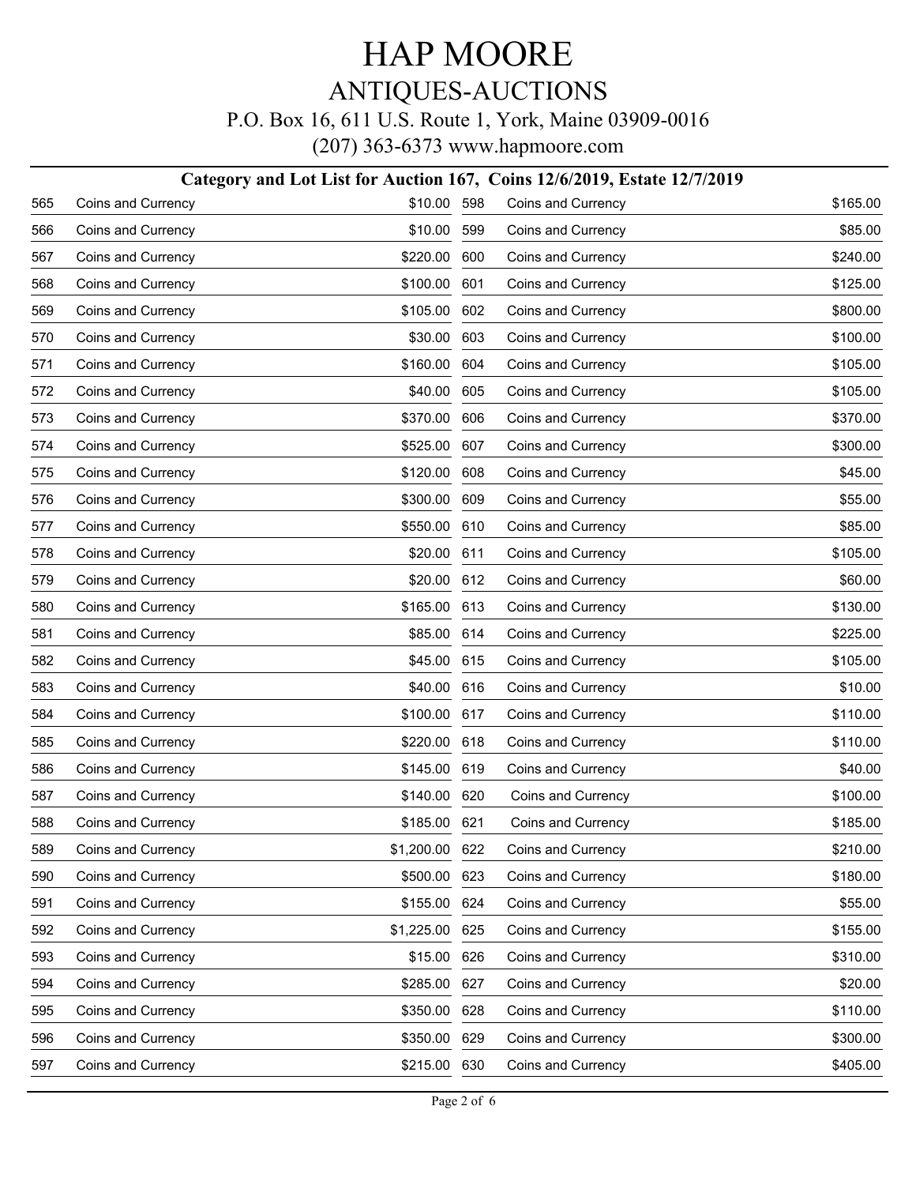# HAP MOORE

## ANTIQUES-AUCTIONS

P.O. Box 16, 611 U.S. Route 1, York, Maine 03909-0016

(207) 363-6373 www.hapmoore.com

### Category and Lot List for Auction 167, Coins 12/6/2019, Estate 12/7/2019

| Lot | Category | Price |
|---|---|---|
| 565 | Coins and Currency | $10.00 |
| 566 | Coins and Currency | $10.00 |
| 567 | Coins and Currency | $220.00 |
| 568 | Coins and Currency | $100.00 |
| 569 | Coins and Currency | $105.00 |
| 570 | Coins and Currency | $30.00 |
| 571 | Coins and Currency | $160.00 |
| 572 | Coins and Currency | $40.00 |
| 573 | Coins and Currency | $370.00 |
| 574 | Coins and Currency | $525.00 |
| 575 | Coins and Currency | $120.00 |
| 576 | Coins and Currency | $300.00 |
| 577 | Coins and Currency | $550.00 |
| 578 | Coins and Currency | $20.00 |
| 579 | Coins and Currency | $20.00 |
| 580 | Coins and Currency | $165.00 |
| 581 | Coins and Currency | $85.00 |
| 582 | Coins and Currency | $45.00 |
| 583 | Coins and Currency | $40.00 |
| 584 | Coins and Currency | $100.00 |
| 585 | Coins and Currency | $220.00 |
| 586 | Coins and Currency | $145.00 |
| 587 | Coins and Currency | $140.00 |
| 588 | Coins and Currency | $185.00 |
| 589 | Coins and Currency | $1,200.00 |
| 590 | Coins and Currency | $500.00 |
| 591 | Coins and Currency | $155.00 |
| 592 | Coins and Currency | $1,225.00 |
| 593 | Coins and Currency | $15.00 |
| 594 | Coins and Currency | $285.00 |
| 595 | Coins and Currency | $350.00 |
| 596 | Coins and Currency | $350.00 |
| 597 | Coins and Currency | $215.00 |
| 598 | Coins and Currency | $165.00 |
| 599 | Coins and Currency | $85.00 |
| 600 | Coins and Currency | $240.00 |
| 601 | Coins and Currency | $125.00 |
| 602 | Coins and Currency | $800.00 |
| 603 | Coins and Currency | $100.00 |
| 604 | Coins and Currency | $105.00 |
| 605 | Coins and Currency | $105.00 |
| 606 | Coins and Currency | $370.00 |
| 607 | Coins and Currency | $300.00 |
| 608 | Coins and Currency | $45.00 |
| 609 | Coins and Currency | $55.00 |
| 610 | Coins and Currency | $85.00 |
| 611 | Coins and Currency | $105.00 |
| 612 | Coins and Currency | $60.00 |
| 613 | Coins and Currency | $130.00 |
| 614 | Coins and Currency | $225.00 |
| 615 | Coins and Currency | $105.00 |
| 616 | Coins and Currency | $10.00 |
| 617 | Coins and Currency | $110.00 |
| 618 | Coins and Currency | $110.00 |
| 619 | Coins and Currency | $40.00 |
| 620 | Coins and Currency | $100.00 |
| 621 | Coins and Currency | $185.00 |
| 622 | Coins and Currency | $210.00 |
| 623 | Coins and Currency | $180.00 |
| 624 | Coins and Currency | $55.00 |
| 625 | Coins and Currency | $155.00 |
| 626 | Coins and Currency | $310.00 |
| 627 | Coins and Currency | $20.00 |
| 628 | Coins and Currency | $110.00 |
| 629 | Coins and Currency | $300.00 |
| 630 | Coins and Currency | $405.00 |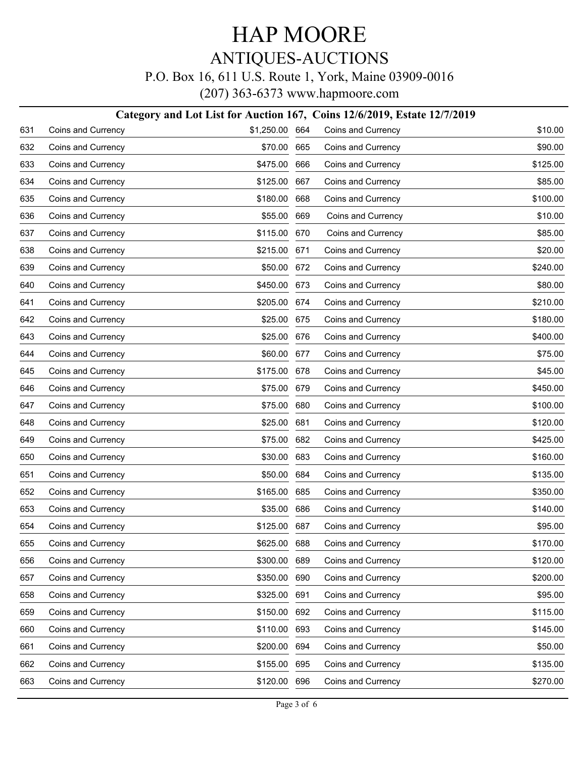# HAP MOORE

## ANTIQUES-AUCTIONS

P.O. Box 16, 611 U.S. Route 1, York, Maine 03909-0016

(207) 363-6373 www.hapmoore.com

### Category and Lot List for Auction 167, Coins 12/6/2019, Estate 12/7/2019

| Lot | Category | Price |
|---|---|---|
| 631 | Coins and Currency | $1,250.00 |
| 632 | Coins and Currency | $70.00 |
| 633 | Coins and Currency | $475.00 |
| 634 | Coins and Currency | $125.00 |
| 635 | Coins and Currency | $180.00 |
| 636 | Coins and Currency | $55.00 |
| 637 | Coins and Currency | $115.00 |
| 638 | Coins and Currency | $215.00 |
| 639 | Coins and Currency | $50.00 |
| 640 | Coins and Currency | $450.00 |
| 641 | Coins and Currency | $205.00 |
| 642 | Coins and Currency | $25.00 |
| 643 | Coins and Currency | $25.00 |
| 644 | Coins and Currency | $60.00 |
| 645 | Coins and Currency | $175.00 |
| 646 | Coins and Currency | $75.00 |
| 647 | Coins and Currency | $75.00 |
| 648 | Coins and Currency | $25.00 |
| 649 | Coins and Currency | $75.00 |
| 650 | Coins and Currency | $30.00 |
| 651 | Coins and Currency | $50.00 |
| 652 | Coins and Currency | $165.00 |
| 653 | Coins and Currency | $35.00 |
| 654 | Coins and Currency | $125.00 |
| 655 | Coins and Currency | $625.00 |
| 656 | Coins and Currency | $300.00 |
| 657 | Coins and Currency | $350.00 |
| 658 | Coins and Currency | $325.00 |
| 659 | Coins and Currency | $150.00 |
| 660 | Coins and Currency | $110.00 |
| 661 | Coins and Currency | $200.00 |
| 662 | Coins and Currency | $155.00 |
| 663 | Coins and Currency | $120.00 |
| 664 | Coins and Currency | $10.00 |
| 665 | Coins and Currency | $90.00 |
| 666 | Coins and Currency | $125.00 |
| 667 | Coins and Currency | $85.00 |
| 668 | Coins and Currency | $100.00 |
| 669 | Coins and Currency | $10.00 |
| 670 | Coins and Currency | $85.00 |
| 671 | Coins and Currency | $20.00 |
| 672 | Coins and Currency | $240.00 |
| 673 | Coins and Currency | $80.00 |
| 674 | Coins and Currency | $210.00 |
| 675 | Coins and Currency | $180.00 |
| 676 | Coins and Currency | $400.00 |
| 677 | Coins and Currency | $75.00 |
| 678 | Coins and Currency | $45.00 |
| 679 | Coins and Currency | $450.00 |
| 680 | Coins and Currency | $100.00 |
| 681 | Coins and Currency | $120.00 |
| 682 | Coins and Currency | $425.00 |
| 683 | Coins and Currency | $160.00 |
| 684 | Coins and Currency | $135.00 |
| 685 | Coins and Currency | $350.00 |
| 686 | Coins and Currency | $140.00 |
| 687 | Coins and Currency | $95.00 |
| 688 | Coins and Currency | $170.00 |
| 689 | Coins and Currency | $120.00 |
| 690 | Coins and Currency | $200.00 |
| 691 | Coins and Currency | $95.00 |
| 692 | Coins and Currency | $115.00 |
| 693 | Coins and Currency | $145.00 |
| 694 | Coins and Currency | $50.00 |
| 695 | Coins and Currency | $135.00 |
| 696 | Coins and Currency | $270.00 |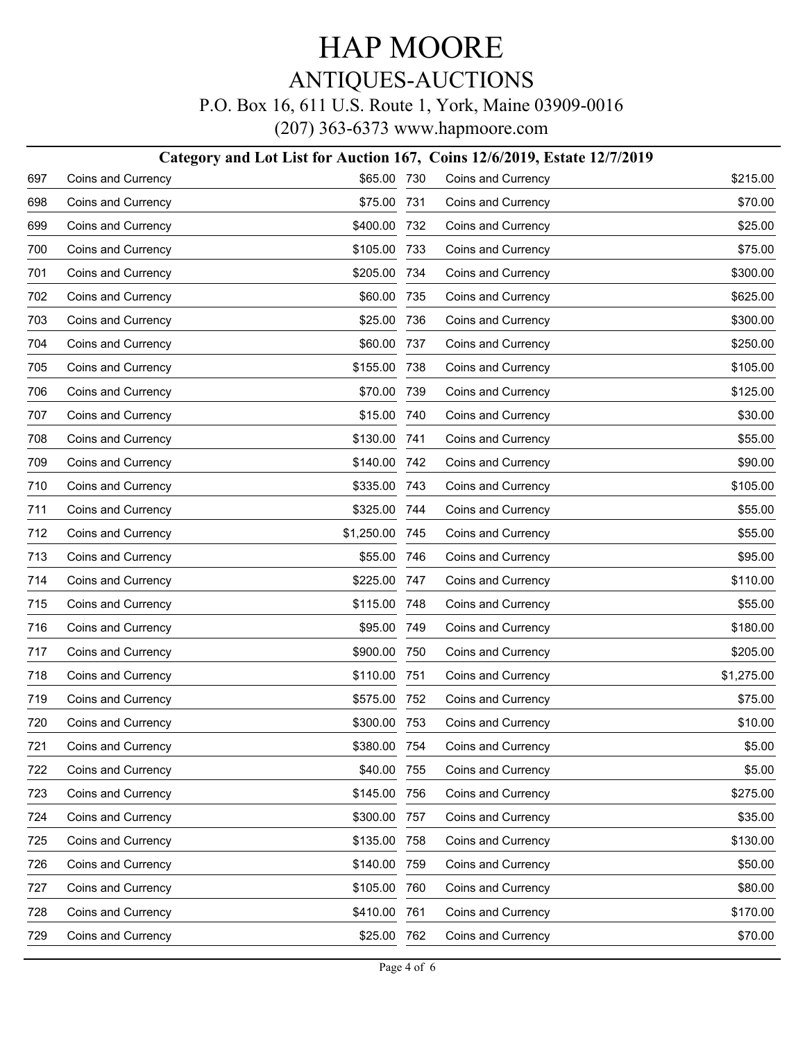# HAP MOORE

## ANTIQUES-AUCTIONS

P.O. Box 16, 611 U.S. Route 1, York, Maine 03909-0016

(207) 363-6373 www.hapmoore.com

### Category and Lot List for Auction 167, Coins 12/6/2019, Estate 12/7/2019

| Lot | Category | Price |
|---|---|---|
| 697 | Coins and Currency | $65.00 |
| 698 | Coins and Currency | $75.00 |
| 699 | Coins and Currency | $400.00 |
| 700 | Coins and Currency | $105.00 |
| 701 | Coins and Currency | $205.00 |
| 702 | Coins and Currency | $60.00 |
| 703 | Coins and Currency | $25.00 |
| 704 | Coins and Currency | $60.00 |
| 705 | Coins and Currency | $155.00 |
| 706 | Coins and Currency | $70.00 |
| 707 | Coins and Currency | $15.00 |
| 708 | Coins and Currency | $130.00 |
| 709 | Coins and Currency | $140.00 |
| 710 | Coins and Currency | $335.00 |
| 711 | Coins and Currency | $325.00 |
| 712 | Coins and Currency | $1,250.00 |
| 713 | Coins and Currency | $55.00 |
| 714 | Coins and Currency | $225.00 |
| 715 | Coins and Currency | $115.00 |
| 716 | Coins and Currency | $95.00 |
| 717 | Coins and Currency | $900.00 |
| 718 | Coins and Currency | $110.00 |
| 719 | Coins and Currency | $575.00 |
| 720 | Coins and Currency | $300.00 |
| 721 | Coins and Currency | $380.00 |
| 722 | Coins and Currency | $40.00 |
| 723 | Coins and Currency | $145.00 |
| 724 | Coins and Currency | $300.00 |
| 725 | Coins and Currency | $135.00 |
| 726 | Coins and Currency | $140.00 |
| 727 | Coins and Currency | $105.00 |
| 728 | Coins and Currency | $410.00 |
| 729 | Coins and Currency | $25.00 |
| 730 | Coins and Currency | $215.00 |
| 731 | Coins and Currency | $70.00 |
| 732 | Coins and Currency | $25.00 |
| 733 | Coins and Currency | $75.00 |
| 734 | Coins and Currency | $300.00 |
| 735 | Coins and Currency | $625.00 |
| 736 | Coins and Currency | $300.00 |
| 737 | Coins and Currency | $250.00 |
| 738 | Coins and Currency | $105.00 |
| 739 | Coins and Currency | $125.00 |
| 740 | Coins and Currency | $30.00 |
| 741 | Coins and Currency | $55.00 |
| 742 | Coins and Currency | $90.00 |
| 743 | Coins and Currency | $105.00 |
| 744 | Coins and Currency | $55.00 |
| 745 | Coins and Currency | $55.00 |
| 746 | Coins and Currency | $95.00 |
| 747 | Coins and Currency | $110.00 |
| 748 | Coins and Currency | $55.00 |
| 749 | Coins and Currency | $180.00 |
| 750 | Coins and Currency | $205.00 |
| 751 | Coins and Currency | $1,275.00 |
| 752 | Coins and Currency | $75.00 |
| 753 | Coins and Currency | $10.00 |
| 754 | Coins and Currency | $5.00 |
| 755 | Coins and Currency | $5.00 |
| 756 | Coins and Currency | $275.00 |
| 757 | Coins and Currency | $35.00 |
| 758 | Coins and Currency | $130.00 |
| 759 | Coins and Currency | $50.00 |
| 760 | Coins and Currency | $80.00 |
| 761 | Coins and Currency | $170.00 |
| 762 | Coins and Currency | $70.00 |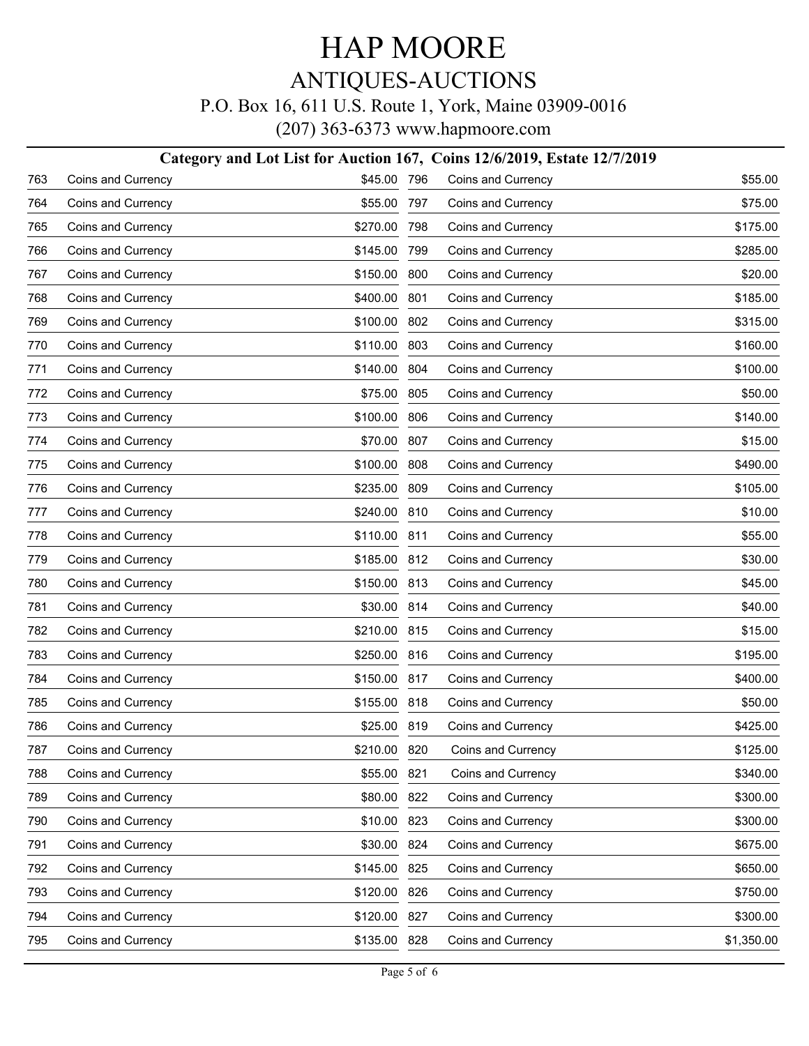# HAP MOORE

## ANTIQUES-AUCTIONS

P.O. Box 16, 611 U.S. Route 1, York, Maine 03909-0016

(207) 363-6373 www.hapmoore.com

### Category and Lot List for Auction 167, Coins 12/6/2019, Estate 12/7/2019

| Lot | Category | Price |
|---|---|---|
| 763 | Coins and Currency | $45.00 |
| 764 | Coins and Currency | $55.00 |
| 765 | Coins and Currency | $270.00 |
| 766 | Coins and Currency | $145.00 |
| 767 | Coins and Currency | $150.00 |
| 768 | Coins and Currency | $400.00 |
| 769 | Coins and Currency | $100.00 |
| 770 | Coins and Currency | $110.00 |
| 771 | Coins and Currency | $140.00 |
| 772 | Coins and Currency | $75.00 |
| 773 | Coins and Currency | $100.00 |
| 774 | Coins and Currency | $70.00 |
| 775 | Coins and Currency | $100.00 |
| 776 | Coins and Currency | $235.00 |
| 777 | Coins and Currency | $240.00 |
| 778 | Coins and Currency | $110.00 |
| 779 | Coins and Currency | $185.00 |
| 780 | Coins and Currency | $150.00 |
| 781 | Coins and Currency | $30.00 |
| 782 | Coins and Currency | $210.00 |
| 783 | Coins and Currency | $250.00 |
| 784 | Coins and Currency | $150.00 |
| 785 | Coins and Currency | $155.00 |
| 786 | Coins and Currency | $25.00 |
| 787 | Coins and Currency | $210.00 |
| 788 | Coins and Currency | $55.00 |
| 789 | Coins and Currency | $80.00 |
| 790 | Coins and Currency | $10.00 |
| 791 | Coins and Currency | $30.00 |
| 792 | Coins and Currency | $145.00 |
| 793 | Coins and Currency | $120.00 |
| 794 | Coins and Currency | $120.00 |
| 795 | Coins and Currency | $135.00 |
| 796 | Coins and Currency | $55.00 |
| 797 | Coins and Currency | $75.00 |
| 798 | Coins and Currency | $175.00 |
| 799 | Coins and Currency | $285.00 |
| 800 | Coins and Currency | $20.00 |
| 801 | Coins and Currency | $185.00 |
| 802 | Coins and Currency | $315.00 |
| 803 | Coins and Currency | $160.00 |
| 804 | Coins and Currency | $100.00 |
| 805 | Coins and Currency | $50.00 |
| 806 | Coins and Currency | $140.00 |
| 807 | Coins and Currency | $15.00 |
| 808 | Coins and Currency | $490.00 |
| 809 | Coins and Currency | $105.00 |
| 810 | Coins and Currency | $10.00 |
| 811 | Coins and Currency | $55.00 |
| 812 | Coins and Currency | $30.00 |
| 813 | Coins and Currency | $45.00 |
| 814 | Coins and Currency | $40.00 |
| 815 | Coins and Currency | $15.00 |
| 816 | Coins and Currency | $195.00 |
| 817 | Coins and Currency | $400.00 |
| 818 | Coins and Currency | $50.00 |
| 819 | Coins and Currency | $425.00 |
| 820 | Coins and Currency | $125.00 |
| 821 | Coins and Currency | $340.00 |
| 822 | Coins and Currency | $300.00 |
| 823 | Coins and Currency | $300.00 |
| 824 | Coins and Currency | $675.00 |
| 825 | Coins and Currency | $650.00 |
| 826 | Coins and Currency | $750.00 |
| 827 | Coins and Currency | $300.00 |
| 828 | Coins and Currency | $1,350.00 |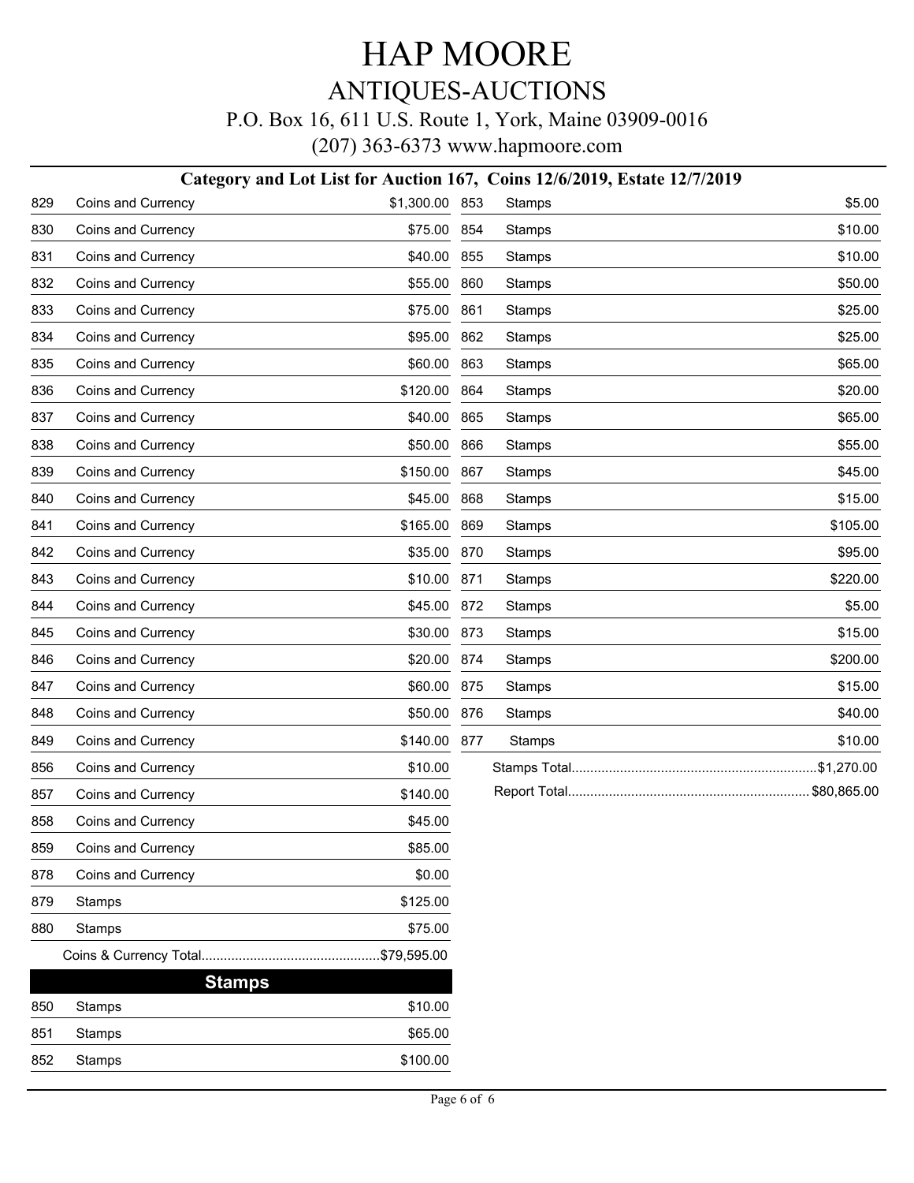# HAP MOORE

## ANTIQUES-AUCTIONS

P.O. Box 16, 611 U.S. Route 1, York, Maine 03909-0016

(207) 363-6373 www.hapmoore.com

### Category and Lot List for Auction 167, Coins 12/6/2019, Estate 12/7/2019

| | | |
|---|---|---|
| 829 | Coins and Currency | $1,300.00 |
| 830 | Coins and Currency | $75.00 |
| 831 | Coins and Currency | $40.00 |
| 832 | Coins and Currency | $55.00 |
| 833 | Coins and Currency | $75.00 |
| 834 | Coins and Currency | $95.00 |
| 835 | Coins and Currency | $60.00 |
| 836 | Coins and Currency | $120.00 |
| 837 | Coins and Currency | $40.00 |
| 838 | Coins and Currency | $50.00 |
| 839 | Coins and Currency | $150.00 |
| 840 | Coins and Currency | $45.00 |
| 841 | Coins and Currency | $165.00 |
| 842 | Coins and Currency | $35.00 |
| 843 | Coins and Currency | $10.00 |
| 844 | Coins and Currency | $45.00 |
| 845 | Coins and Currency | $30.00 |
| 846 | Coins and Currency | $20.00 |
| 847 | Coins and Currency | $60.00 |
| 848 | Coins and Currency | $50.00 |
| 849 | Coins and Currency | $140.00 |
| 856 | Coins and Currency | $10.00 |
| 857 | Coins and Currency | $140.00 |
| 858 | Coins and Currency | $45.00 |
| 859 | Coins and Currency | $85.00 |
| 878 | Coins and Currency | $0.00 |
| 879 | Stamps | $125.00 |
| 880 | Stamps | $75.00 |

Coins & Currency Total................................................$79,595.00

**Stamps**

| | | |
|---|---|---|
| 850 | Stamps | $10.00 |
| 851 | Stamps | $65.00 |
| 852 | Stamps | $100.00 |
| 853 | Stamps | $5.00 |
| 854 | Stamps | $10.00 |
| 855 | Stamps | $10.00 |
| 860 | Stamps | $50.00 |
| 861 | Stamps | $25.00 |
| 862 | Stamps | $25.00 |
| 863 | Stamps | $65.00 |
| 864 | Stamps | $20.00 |
| 865 | Stamps | $65.00 |
| 866 | Stamps | $55.00 |
| 867 | Stamps | $45.00 |
| 868 | Stamps | $15.00 |
| 869 | Stamps | $105.00 |
| 870 | Stamps | $95.00 |
| 871 | Stamps | $220.00 |
| 872 | Stamps | $5.00 |
| 873 | Stamps | $15.00 |
| 874 | Stamps | $200.00 |
| 875 | Stamps | $15.00 |
| 876 | Stamps | $40.00 |
| 877 | Stamps | $10.00 |

Stamps Total..................................................................$1,270.00

Report Total................................................................ $80,865.00